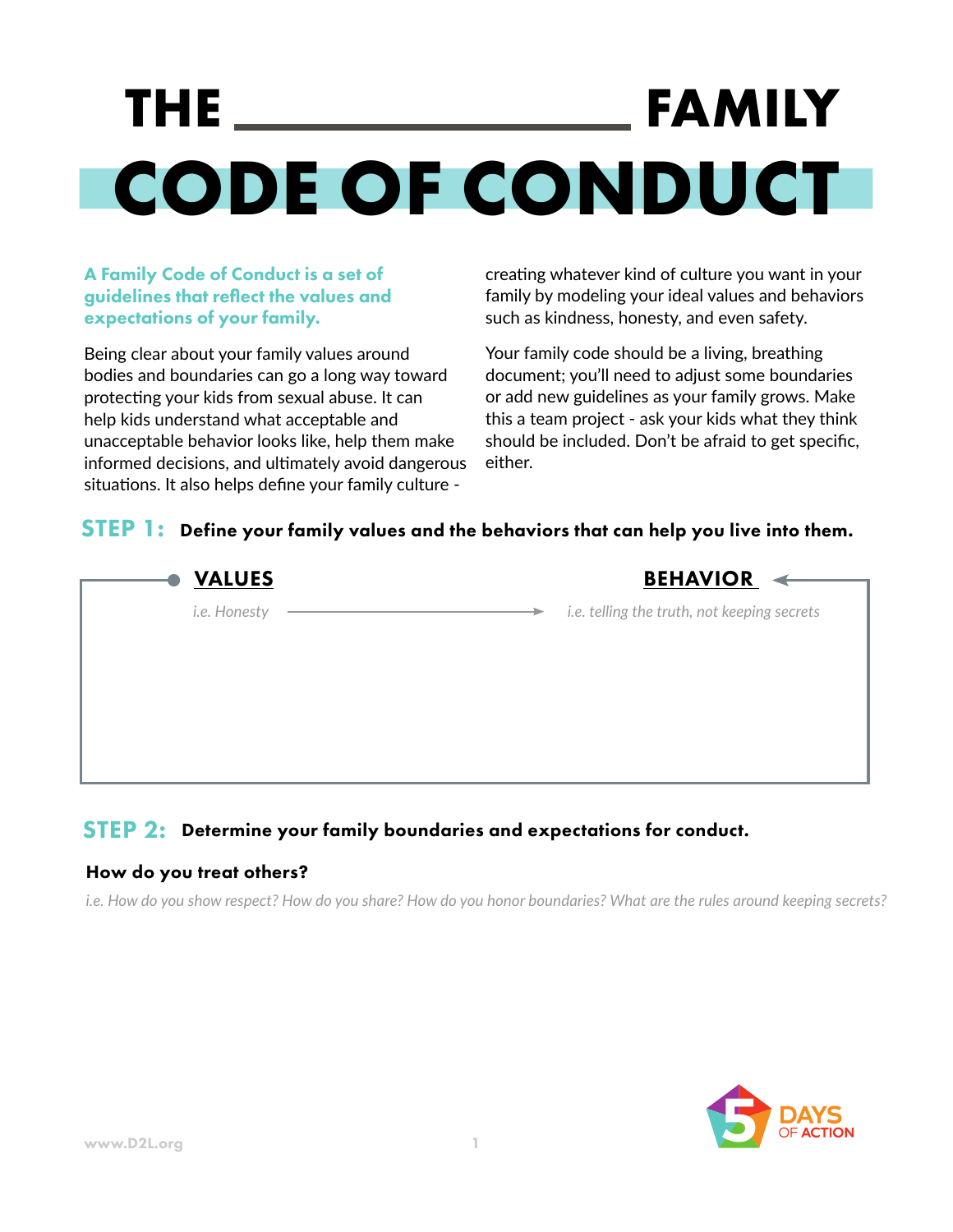# THE ________________ FAMILY

# CODE OF CONDUCT

**A Family Code of Conduct is a set of guidelines that reflect the values and expectations of your family.**

Being clear about your family values around bodies and boundaries can go a long way toward protecting your kids from sexual abuse. It can help kids understand what acceptable and unacceptable behavior looks like, help them make informed decisions, and ultimately avoid dangerous situations. It also helps define your family culture - creating whatever kind of culture you want in your family by modeling your ideal values and behaviors such as kindness, honesty, and even safety.

Your family code should be a living, breathing document; you'll need to adjust some boundaries or add new guidelines as your family grows. Make this a team project - ask your kids what they think should be included. Don't be afraid to get specific, either.

## STEP 1: Define your family values and the behaviors that can help you live into them.

| VALUES | BEHAVIOR |
|---|---|
| *i.e. Honesty* | *i.e. telling the truth, not keeping secrets* |

## STEP 2: Determine your family boundaries and expectations for conduct.

### How do you treat others?

*i.e. How do you show respect? How do you share? How do you honor boundaries? What are the rules around keeping secrets?*

www.D2L.org

5 DAYS OF ACTION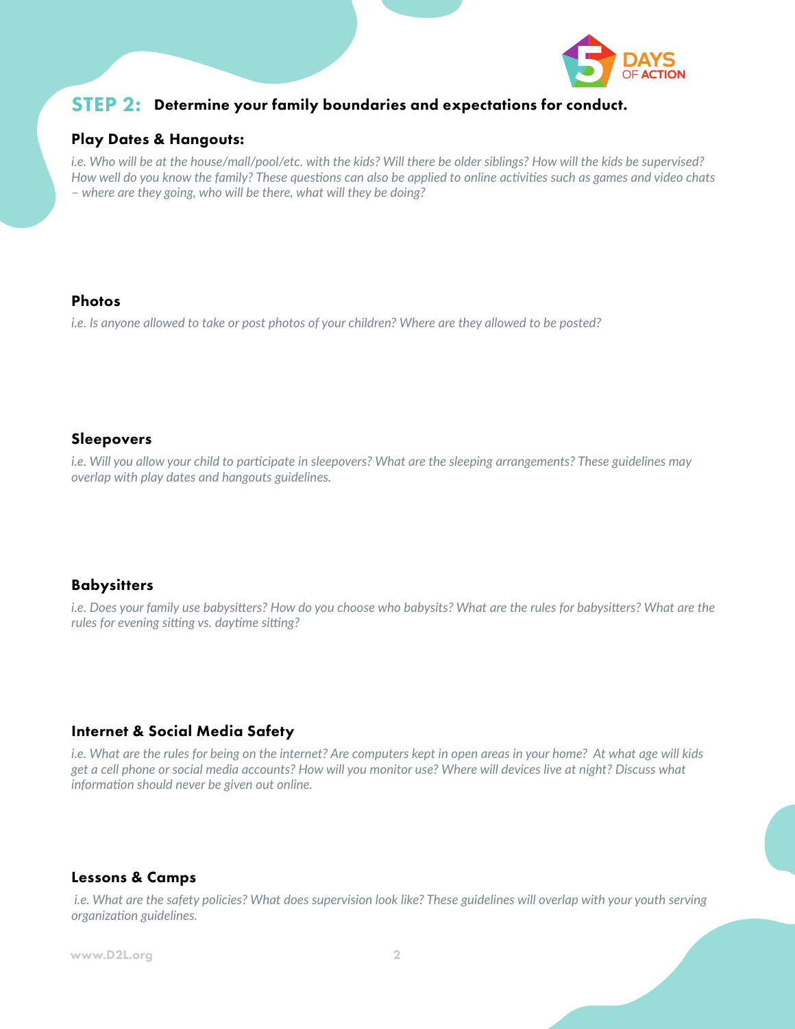## STEP 2: Determine your family boundaries and expectations for conduct.

### Play Dates & Hangouts:

*i.e. Who will be at the house/mall/pool/etc. with the kids? Will there be older siblings? How will the kids be supervised? How well do you know the family? These questions can also be applied to online activities such as games and video chats – where are they going, who will be there, what will they be doing?*

### Photos

*i.e. Is anyone allowed to take or post photos of your children? Where are they allowed to be posted?*

### Sleepovers

*i.e. Will you allow your child to participate in sleepovers? What are the sleeping arrangements? These guidelines may overlap with play dates and hangouts guidelines.*

### Babysitters

*i.e. Does your family use babysitters? How do you choose who babysits? What are the rules for babysitters? What are the rules for evening sitting vs. daytime sitting?*

### Internet & Social Media Safety

*i.e. What are the rules for being on the internet? Are computers kept in open areas in your home? At what age will kids get a cell phone or social media accounts? How will you monitor use? Where will devices live at night? Discuss what information should never be given out online.*

### Lessons & Camps

*i.e. What are the safety policies? What does supervision look like? These guidelines will overlap with your youth serving organization guidelines.*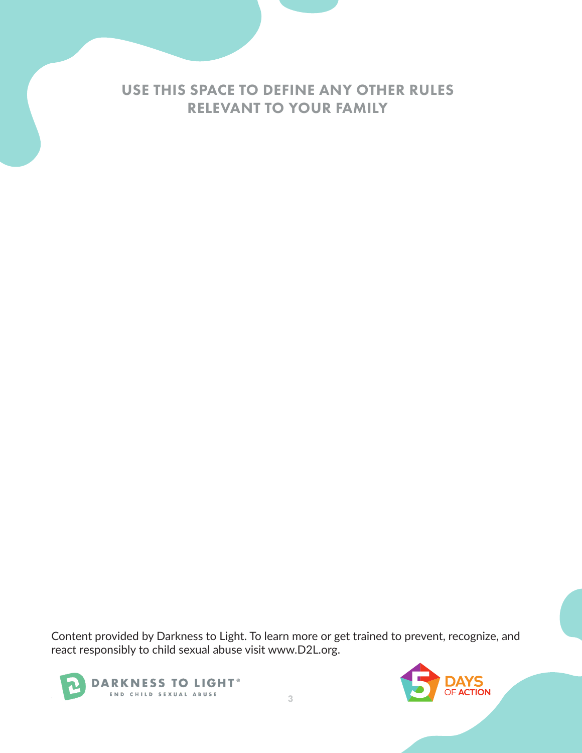## USE THIS SPACE TO DEFINE ANY OTHER RULES RELEVANT TO YOUR FAMILY

Content provided by Darkness to Light. To learn more or get trained to prevent, recognize, and react responsibly to child sexual abuse visit www.D2L.org.

DARKNESS TO LIGHT®
END CHILD SEXUAL ABUSE

5 DAYS OF ACTION